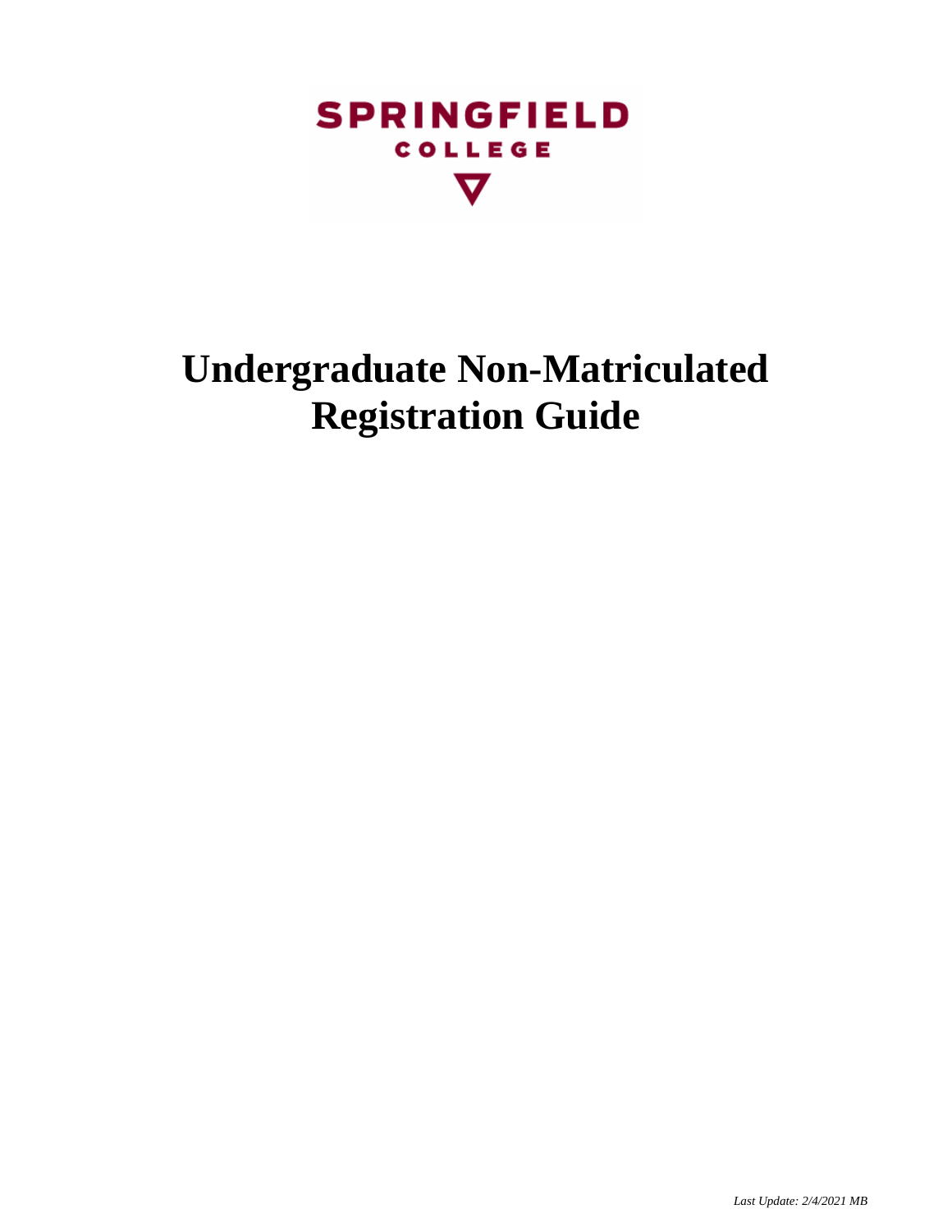SPRINGFIELD

COLLEGE

# Undergraduate Non-Matriculated Registration Guide

*Last Update: 2/4/2021 MB*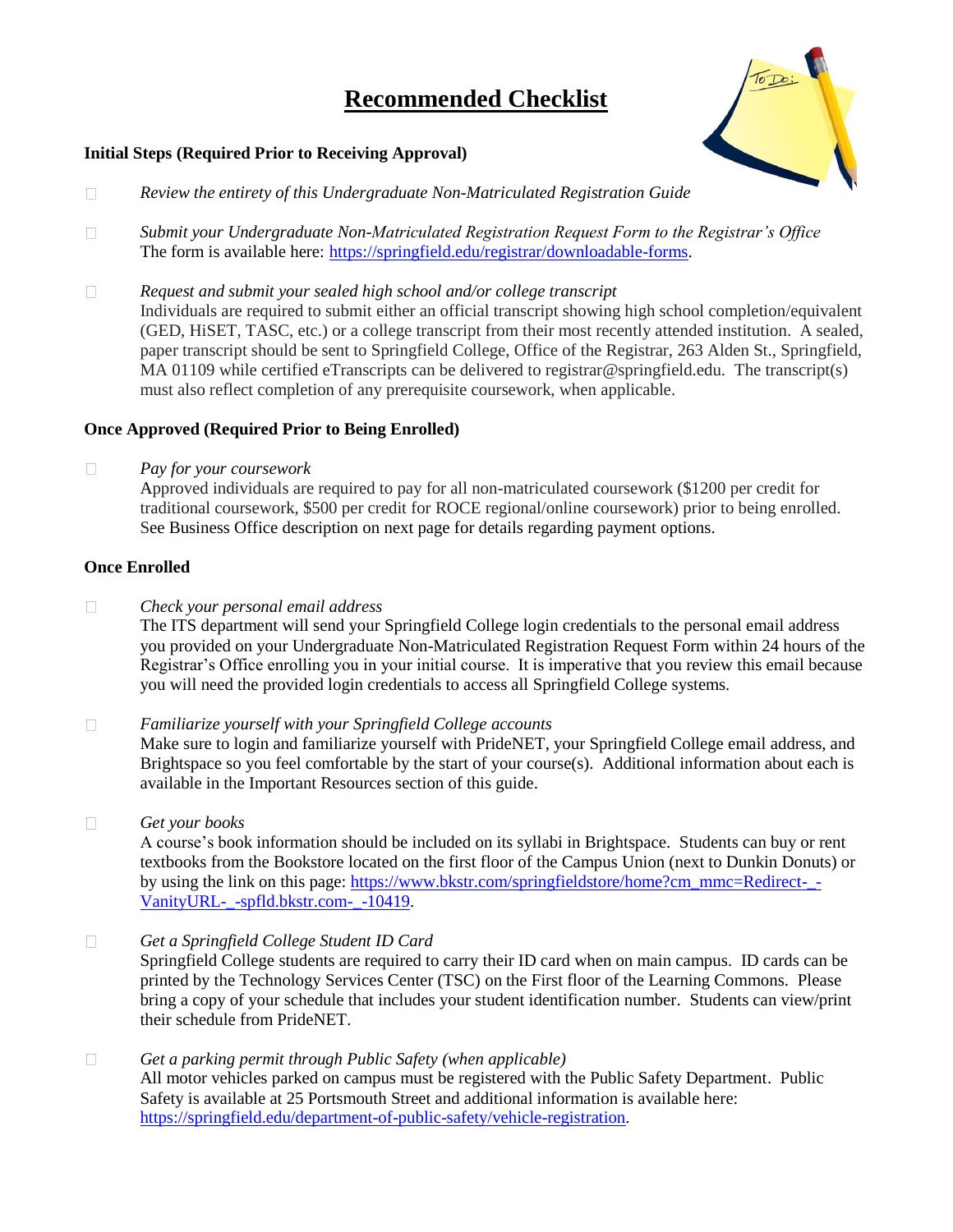# Recommended Checklist

**Initial Steps (Required Prior to Receiving Approval)**

- ☐ *Review the entirety of this Undergraduate Non-Matriculated Registration Guide*

- ☐ *Submit your Undergraduate Non-Matriculated Registration Request Form to the Registrar's Office*
  The form is available here: https://springfield.edu/registrar/downloadable-forms.

- ☐ *Request and submit your sealed high school and/or college transcript*
  Individuals are required to submit either an official transcript showing high school completion/equivalent (GED, HiSET, TASC, etc.) or a college transcript from their most recently attended institution. A sealed, paper transcript should be sent to Springfield College, Office of the Registrar, 263 Alden St., Springfield, MA 01109 while certified eTranscripts can be delivered to registrar@springfield.edu. The transcript(s) must also reflect completion of any prerequisite coursework, when applicable.

**Once Approved (Required Prior to Being Enrolled)**

- ☐ *Pay for your coursework*
  Approved individuals are required to pay for all non-matriculated coursework ($1200 per credit for traditional coursework, $500 per credit for ROCE regional/online coursework) prior to being enrolled. See Business Office description on next page for details regarding payment options.

**Once Enrolled**

- ☐ *Check your personal email address*
  The ITS department will send your Springfield College login credentials to the personal email address you provided on your Undergraduate Non-Matriculated Registration Request Form within 24 hours of the Registrar's Office enrolling you in your initial course. It is imperative that you review this email because you will need the provided login credentials to access all Springfield College systems.

- ☐ *Familiarize yourself with your Springfield College accounts*
  Make sure to login and familiarize yourself with PrideNET, your Springfield College email address, and Brightspace so you feel comfortable by the start of your course(s). Additional information about each is available in the Important Resources section of this guide.

- ☐ *Get your books*
  A course's book information should be included on its syllabi in Brightspace. Students can buy or rent textbooks from the Bookstore located on the first floor of the Campus Union (next to Dunkin Donuts) or by using the link on this page: https://www.bkstr.com/springfieldstore/home?cm_mmc=Redirect-_-VanityURL-_-spfld.bkstr.com-_-10419.

- ☐ *Get a Springfield College Student ID Card*
  Springfield College students are required to carry their ID card when on main campus. ID cards can be printed by the Technology Services Center (TSC) on the First floor of the Learning Commons. Please bring a copy of your schedule that includes your student identification number. Students can view/print their schedule from PrideNET.

- ☐ *Get a parking permit through Public Safety (when applicable)*
  All motor vehicles parked on campus must be registered with the Public Safety Department. Public Safety is available at 25 Portsmouth Street and additional information is available here: https://springfield.edu/department-of-public-safety/vehicle-registration.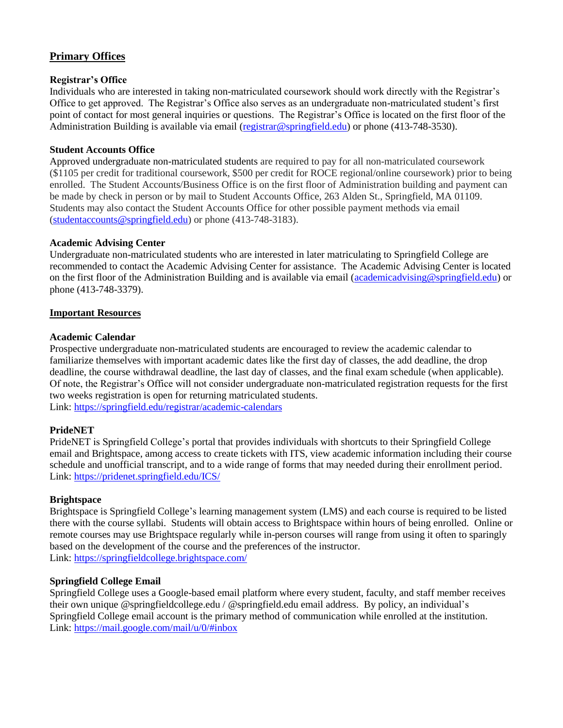## Primary Offices

### Registrar's Office

Individuals who are interested in taking non-matriculated coursework should work directly with the Registrar's Office to get approved. The Registrar's Office also serves as an undergraduate non-matriculated student's first point of contact for most general inquiries or questions. The Registrar's Office is located on the first floor of the Administration Building is available via email ([registrar@springfield.edu](mailto:registrar@springfield.edu)) or phone (413-748-3530).

### Student Accounts Office

Approved undergraduate non-matriculated students are required to pay for all non-matriculated coursework ($1105 per credit for traditional coursework, $500 per credit for ROCE regional/online coursework) prior to being enrolled. The Student Accounts/Business Office is on the first floor of Administration building and payment can be made by check in person or by mail to Student Accounts Office, 263 Alden St., Springfield, MA 01109. Students may also contact the Student Accounts Office for other possible payment methods via email ([studentaccounts@springfield.edu](mailto:studentaccounts@springfield.edu)) or phone (413-748-3183).

### Academic Advising Center

Undergraduate non-matriculated students who are interested in later matriculating to Springfield College are recommended to contact the Academic Advising Center for assistance. The Academic Advising Center is located on the first floor of the Administration Building and is available via email ([academicadvising@springfield.edu](mailto:academicadvising@springfield.edu)) or phone (413-748-3379).

## Important Resources

### Academic Calendar

Prospective undergraduate non-matriculated students are encouraged to review the academic calendar to familiarize themselves with important academic dates like the first day of classes, the add deadline, the drop deadline, the course withdrawal deadline, the last day of classes, and the final exam schedule (when applicable). Of note, the Registrar's Office will not consider undergraduate non-matriculated registration requests for the first two weeks registration is open for returning matriculated students.
Link: [https://springfield.edu/registrar/academic-calendars](https://springfield.edu/registrar/academic-calendars)

### PrideNET

PrideNET is Springfield College's portal that provides individuals with shortcuts to their Springfield College email and Brightspace, among access to create tickets with ITS, view academic information including their course schedule and unofficial transcript, and to a wide range of forms that may needed during their enrollment period.
Link: [https://pridenet.springfield.edu/ICS/](https://pridenet.springfield.edu/ICS/)

### Brightspace

Brightspace is Springfield College's learning management system (LMS) and each course is required to be listed there with the course syllabi. Students will obtain access to Brightspace within hours of being enrolled. Online or remote courses may use Brightspace regularly while in-person courses will range from using it often to sparingly based on the development of the course and the preferences of the instructor.
Link: [https://springfieldcollege.brightspace.com/](https://springfieldcollege.brightspace.com/)

### Springfield College Email

Springfield College uses a Google-based email platform where every student, faculty, and staff member receives their own unique @springfieldcollege.edu / @springfield.edu email address. By policy, an individual's Springfield College email account is the primary method of communication while enrolled at the institution.
Link: [https://mail.google.com/mail/u/0/#inbox](https://mail.google.com/mail/u/0/#inbox)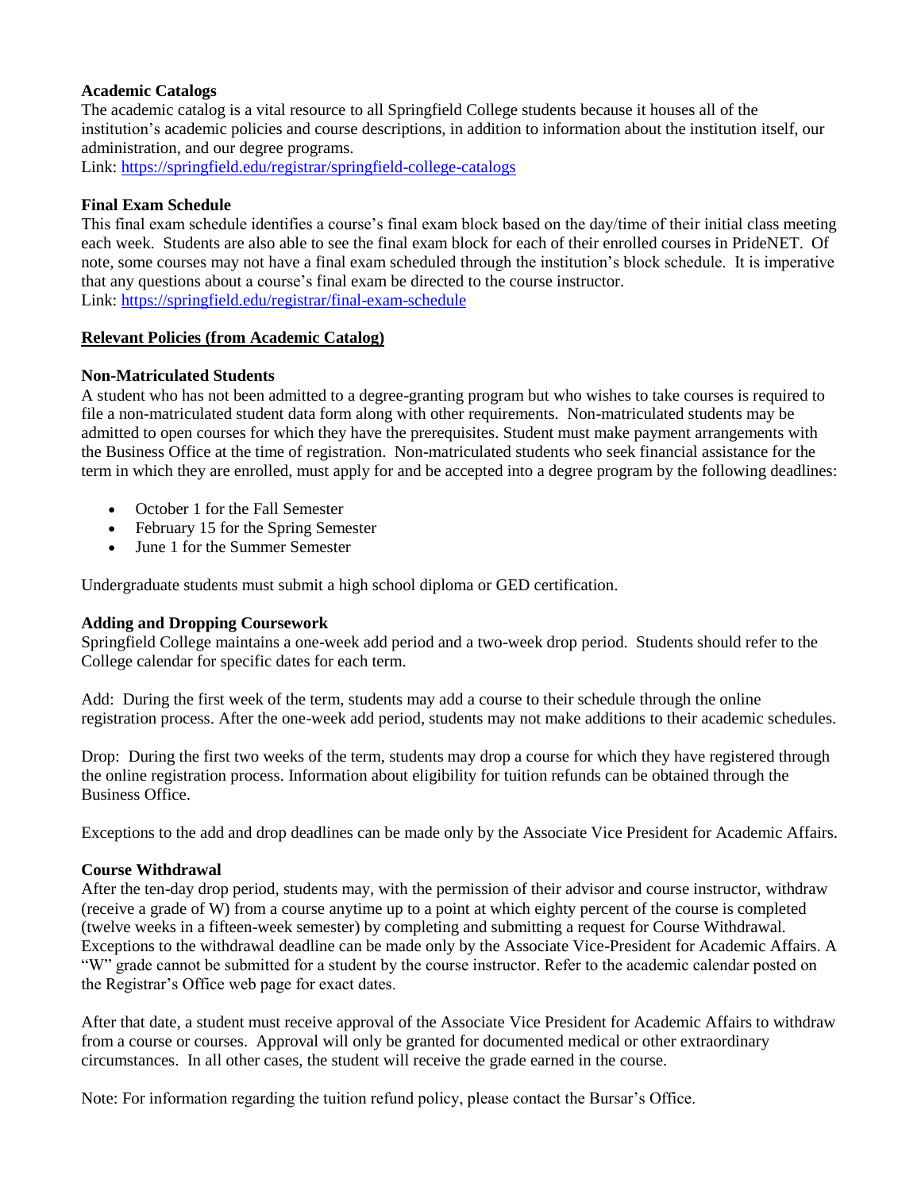**Academic Catalogs**

The academic catalog is a vital resource to all Springfield College students because it houses all of the institution's academic policies and course descriptions, in addition to information about the institution itself, our administration, and our degree programs.

Link: https://springfield.edu/registrar/springfield-college-catalogs

**Final Exam Schedule**

This final exam schedule identifies a course's final exam block based on the day/time of their initial class meeting each week. Students are also able to see the final exam block for each of their enrolled courses in PrideNET. Of note, some courses may not have a final exam scheduled through the institution's block schedule. It is imperative that any questions about a course's final exam be directed to the course instructor.

Link: https://springfield.edu/registrar/final-exam-schedule

**Relevant Policies (from Academic Catalog)**

**Non-Matriculated Students**

A student who has not been admitted to a degree-granting program but who wishes to take courses is required to file a non-matriculated student data form along with other requirements. Non-matriculated students may be admitted to open courses for which they have the prerequisites. Student must make payment arrangements with the Business Office at the time of registration. Non-matriculated students who seek financial assistance for the term in which they are enrolled, must apply for and be accepted into a degree program by the following deadlines:

- October 1 for the Fall Semester
- February 15 for the Spring Semester
- June 1 for the Summer Semester

Undergraduate students must submit a high school diploma or GED certification.

**Adding and Dropping Coursework**

Springfield College maintains a one-week add period and a two-week drop period. Students should refer to the College calendar for specific dates for each term.

Add: During the first week of the term, students may add a course to their schedule through the online registration process. After the one-week add period, students may not make additions to their academic schedules.

Drop: During the first two weeks of the term, students may drop a course for which they have registered through the online registration process. Information about eligibility for tuition refunds can be obtained through the Business Office.

Exceptions to the add and drop deadlines can be made only by the Associate Vice President for Academic Affairs.

**Course Withdrawal**

After the ten-day drop period, students may, with the permission of their advisor and course instructor, withdraw (receive a grade of W) from a course anytime up to a point at which eighty percent of the course is completed (twelve weeks in a fifteen-week semester) by completing and submitting a request for Course Withdrawal. Exceptions to the withdrawal deadline can be made only by the Associate Vice-President for Academic Affairs. A "W" grade cannot be submitted for a student by the course instructor. Refer to the academic calendar posted on the Registrar's Office web page for exact dates.

After that date, a student must receive approval of the Associate Vice President for Academic Affairs to withdraw from a course or courses. Approval will only be granted for documented medical or other extraordinary circumstances. In all other cases, the student will receive the grade earned in the course.

Note: For information regarding the tuition refund policy, please contact the Bursar's Office.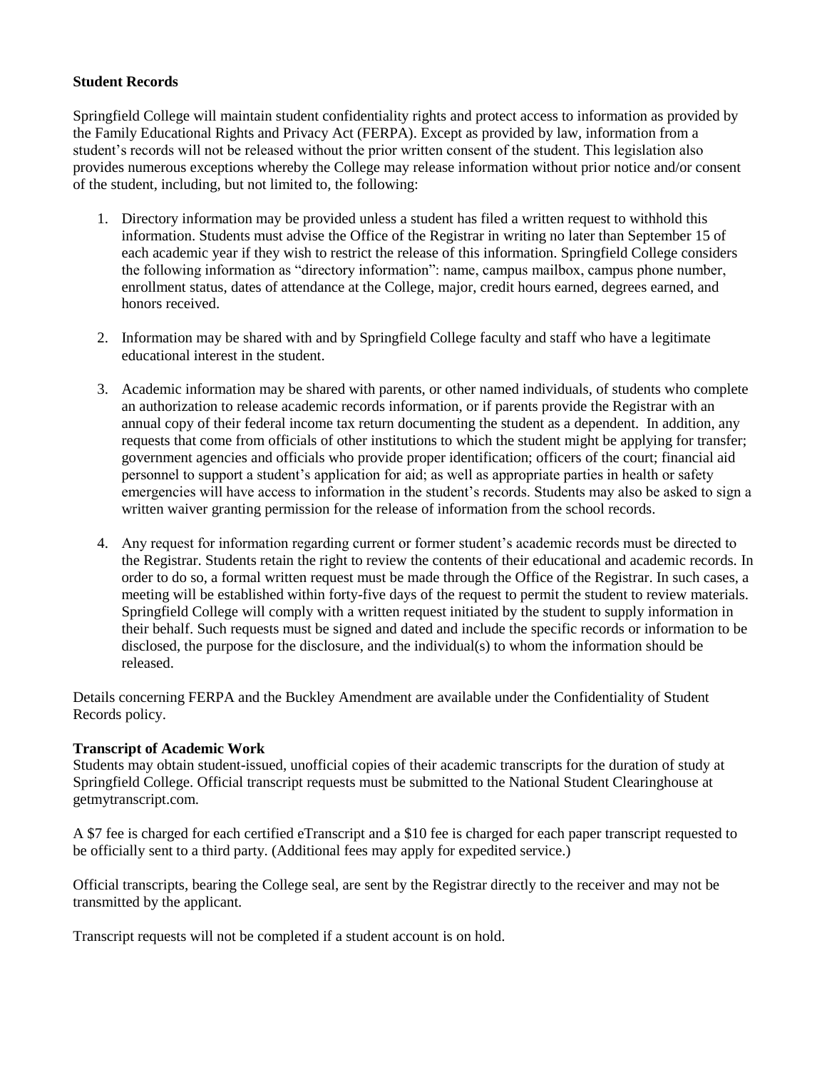**Student Records**

Springfield College will maintain student confidentiality rights and protect access to information as provided by the Family Educational Rights and Privacy Act (FERPA). Except as provided by law, information from a student's records will not be released without the prior written consent of the student. This legislation also provides numerous exceptions whereby the College may release information without prior notice and/or consent of the student, including, but not limited to, the following:

1. Directory information may be provided unless a student has filed a written request to withhold this information. Students must advise the Office of the Registrar in writing no later than September 15 of each academic year if they wish to restrict the release of this information. Springfield College considers the following information as "directory information": name, campus mailbox, campus phone number, enrollment status, dates of attendance at the College, major, credit hours earned, degrees earned, and honors received.

2. Information may be shared with and by Springfield College faculty and staff who have a legitimate educational interest in the student.

3. Academic information may be shared with parents, or other named individuals, of students who complete an authorization to release academic records information, or if parents provide the Registrar with an annual copy of their federal income tax return documenting the student as a dependent. In addition, any requests that come from officials of other institutions to which the student might be applying for transfer; government agencies and officials who provide proper identification; officers of the court; financial aid personnel to support a student's application for aid; as well as appropriate parties in health or safety emergencies will have access to information in the student's records. Students may also be asked to sign a written waiver granting permission for the release of information from the school records.

4. Any request for information regarding current or former student's academic records must be directed to the Registrar. Students retain the right to review the contents of their educational and academic records. In order to do so, a formal written request must be made through the Office of the Registrar. In such cases, a meeting will be established within forty-five days of the request to permit the student to review materials. Springfield College will comply with a written request initiated by the student to supply information in their behalf. Such requests must be signed and dated and include the specific records or information to be disclosed, the purpose for the disclosure, and the individual(s) to whom the information should be released.

Details concerning FERPA and the Buckley Amendment are available under the Confidentiality of Student Records policy.

**Transcript of Academic Work**

Students may obtain student-issued, unofficial copies of their academic transcripts for the duration of study at Springfield College. Official transcript requests must be submitted to the National Student Clearinghouse at getmytranscript.com.

A $7 fee is charged for each certified eTranscript and a $10 fee is charged for each paper transcript requested to be officially sent to a third party. (Additional fees may apply for expedited service.)

Official transcripts, bearing the College seal, are sent by the Registrar directly to the receiver and may not be transmitted by the applicant.

Transcript requests will not be completed if a student account is on hold.